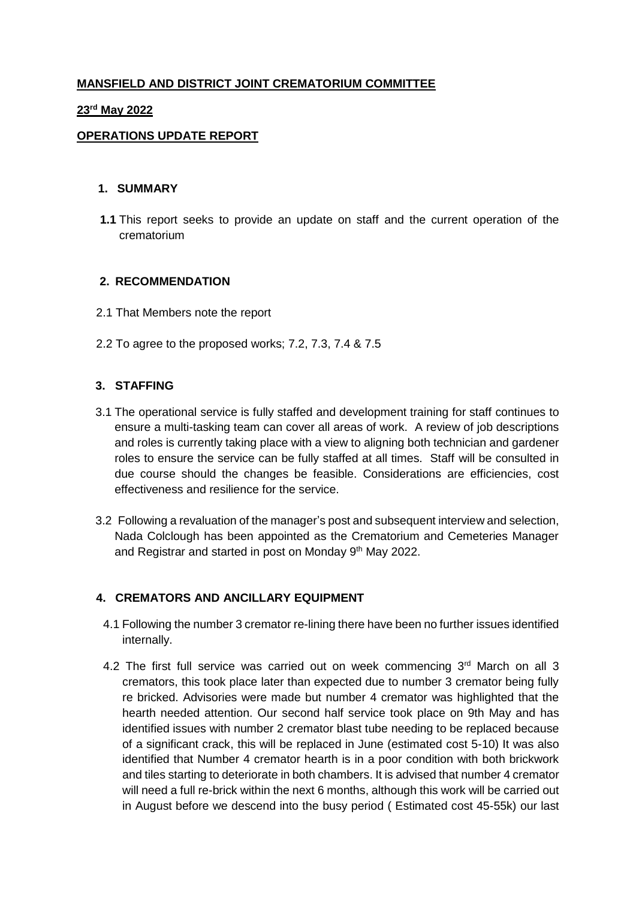**MANSFIELD AND DISTRICT JOINT CREMATORIUM COMMITTEE**

**23rd May 2022**

**OPERATIONS UPDATE REPORT**

## 1. SUMMARY

**1.1** This report seeks to provide an update on staff and the current operation of the crematorium

## 2. RECOMMENDATION

2.1 That Members note the report

2.2 To agree to the proposed works; 7.2, 7.3, 7.4 & 7.5

## 3. STAFFING

3.1 The operational service is fully staffed and development training for staff continues to ensure a multi-tasking team can cover all areas of work. A review of job descriptions and roles is currently taking place with a view to aligning both technician and gardener roles to ensure the service can be fully staffed at all times. Staff will be consulted in due course should the changes be feasible. Considerations are efficiencies, cost effectiveness and resilience for the service.

3.2 Following a revaluation of the manager's post and subsequent interview and selection, Nada Colclough has been appointed as the Crematorium and Cemeteries Manager and Registrar and started in post on Monday 9th May 2022.

## 4. CREMATORS AND ANCILLARY EQUIPMENT

4.1 Following the number 3 cremator re-lining there have been no further issues identified internally.

4.2 The first full service was carried out on week commencing 3rd March on all 3 cremators, this took place later than expected due to number 3 cremator being fully re bricked. Advisories were made but number 4 cremator was highlighted that the hearth needed attention. Our second half service took place on 9th May and has identified issues with number 2 cremator blast tube needing to be replaced because of a significant crack, this will be replaced in June (estimated cost 5-10) It was also identified that Number 4 cremator hearth is in a poor condition with both brickwork and tiles starting to deteriorate in both chambers. It is advised that number 4 cremator will need a full re-brick within the next 6 months, although this work will be carried out in August before we descend into the busy period ( Estimated cost 45-55k) our last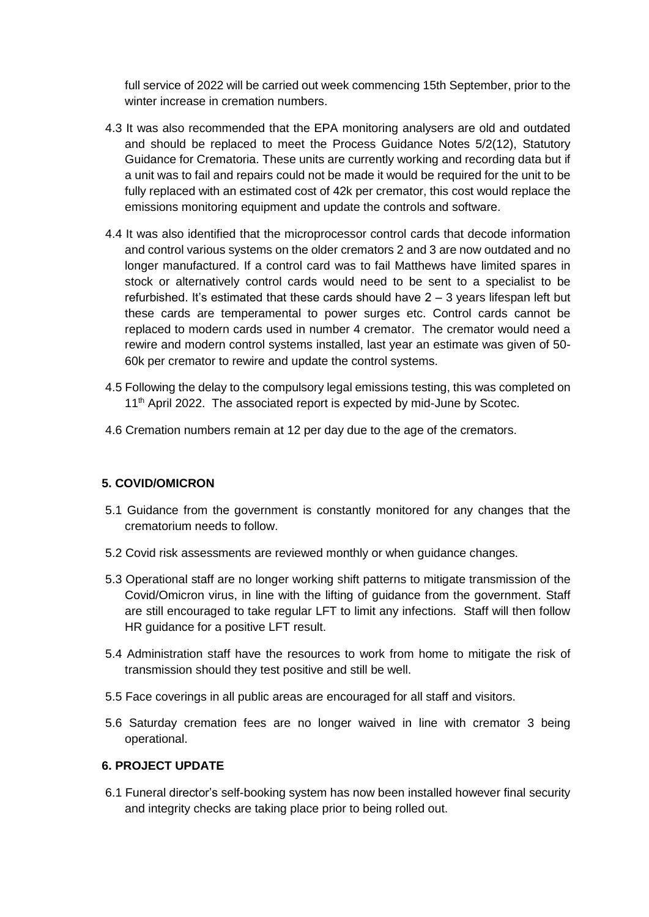full service of 2022 will be carried out week commencing 15th September, prior to the winter increase in cremation numbers.

4.3 It was also recommended that the EPA monitoring analysers are old and outdated and should be replaced to meet the Process Guidance Notes 5/2(12), Statutory Guidance for Crematoria. These units are currently working and recording data but if a unit was to fail and repairs could not be made it would be required for the unit to be fully replaced with an estimated cost of 42k per cremator, this cost would replace the emissions monitoring equipment and update the controls and software.

4.4 It was also identified that the microprocessor control cards that decode information and control various systems on the older cremators 2 and 3 are now outdated and no longer manufactured. If a control card was to fail Matthews have limited spares in stock or alternatively control cards would need to be sent to a specialist to be refurbished. It's estimated that these cards should have 2 – 3 years lifespan left but these cards are temperamental to power surges etc. Control cards cannot be replaced to modern cards used in number 4 cremator. The cremator would need a rewire and modern control systems installed, last year an estimate was given of 50-60k per cremator to rewire and update the control systems.

4.5 Following the delay to the compulsory legal emissions testing, this was completed on 11th April 2022. The associated report is expected by mid-June by Scotec.

4.6 Cremation numbers remain at 12 per day due to the age of the cremators.

## 5. COVID/OMICRON

5.1 Guidance from the government is constantly monitored for any changes that the crematorium needs to follow.

5.2 Covid risk assessments are reviewed monthly or when guidance changes.

5.3 Operational staff are no longer working shift patterns to mitigate transmission of the Covid/Omicron virus, in line with the lifting of guidance from the government. Staff are still encouraged to take regular LFT to limit any infections. Staff will then follow HR guidance for a positive LFT result.

5.4 Administration staff have the resources to work from home to mitigate the risk of transmission should they test positive and still be well.

5.5 Face coverings in all public areas are encouraged for all staff and visitors.

5.6 Saturday cremation fees are no longer waived in line with cremator 3 being operational.

## 6. PROJECT UPDATE

6.1 Funeral director's self-booking system has now been installed however final security and integrity checks are taking place prior to being rolled out.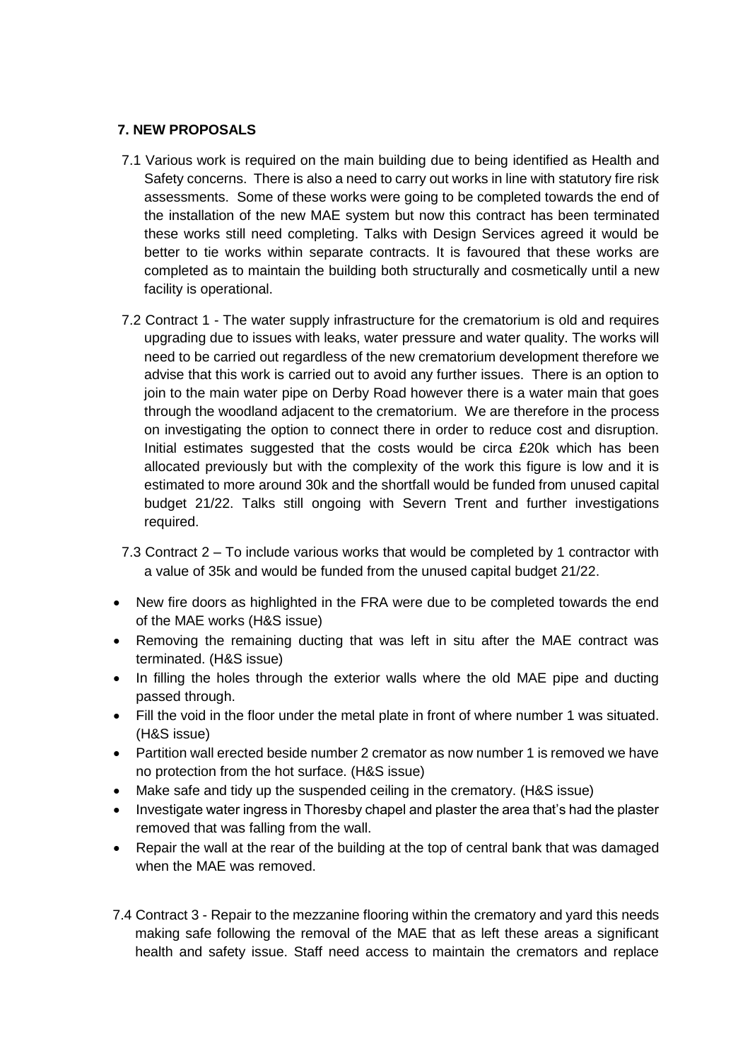### 7. NEW PROPOSALS

7.1 Various work is required on the main building due to being identified as Health and Safety concerns. There is also a need to carry out works in line with statutory fire risk assessments. Some of these works were going to be completed towards the end of the installation of the new MAE system but now this contract has been terminated these works still need completing. Talks with Design Services agreed it would be better to tie works within separate contracts. It is favoured that these works are completed as to maintain the building both structurally and cosmetically until a new facility is operational.

7.2 Contract 1 - The water supply infrastructure for the crematorium is old and requires upgrading due to issues with leaks, water pressure and water quality. The works will need to be carried out regardless of the new crematorium development therefore we advise that this work is carried out to avoid any further issues. There is an option to join to the main water pipe on Derby Road however there is a water main that goes through the woodland adjacent to the crematorium. We are therefore in the process on investigating the option to connect there in order to reduce cost and disruption. Initial estimates suggested that the costs would be circa £20k which has been allocated previously but with the complexity of the work this figure is low and it is estimated to more around 30k and the shortfall would be funded from unused capital budget 21/22. Talks still ongoing with Severn Trent and further investigations required.

7.3 Contract 2 – To include various works that would be completed by 1 contractor with a value of 35k and would be funded from the unused capital budget 21/22.

- New fire doors as highlighted in the FRA were due to be completed towards the end of the MAE works (H&S issue)
- Removing the remaining ducting that was left in situ after the MAE contract was terminated. (H&S issue)
- In filling the holes through the exterior walls where the old MAE pipe and ducting passed through.
- Fill the void in the floor under the metal plate in front of where number 1 was situated. (H&S issue)
- Partition wall erected beside number 2 cremator as now number 1 is removed we have no protection from the hot surface. (H&S issue)
- Make safe and tidy up the suspended ceiling in the crematory. (H&S issue)
- Investigate water ingress in Thoresby chapel and plaster the area that's had the plaster removed that was falling from the wall.
- Repair the wall at the rear of the building at the top of central bank that was damaged when the MAE was removed.

7.4 Contract 3 - Repair to the mezzanine flooring within the crematory and yard this needs making safe following the removal of the MAE that as left these areas a significant health and safety issue. Staff need access to maintain the cremators and replace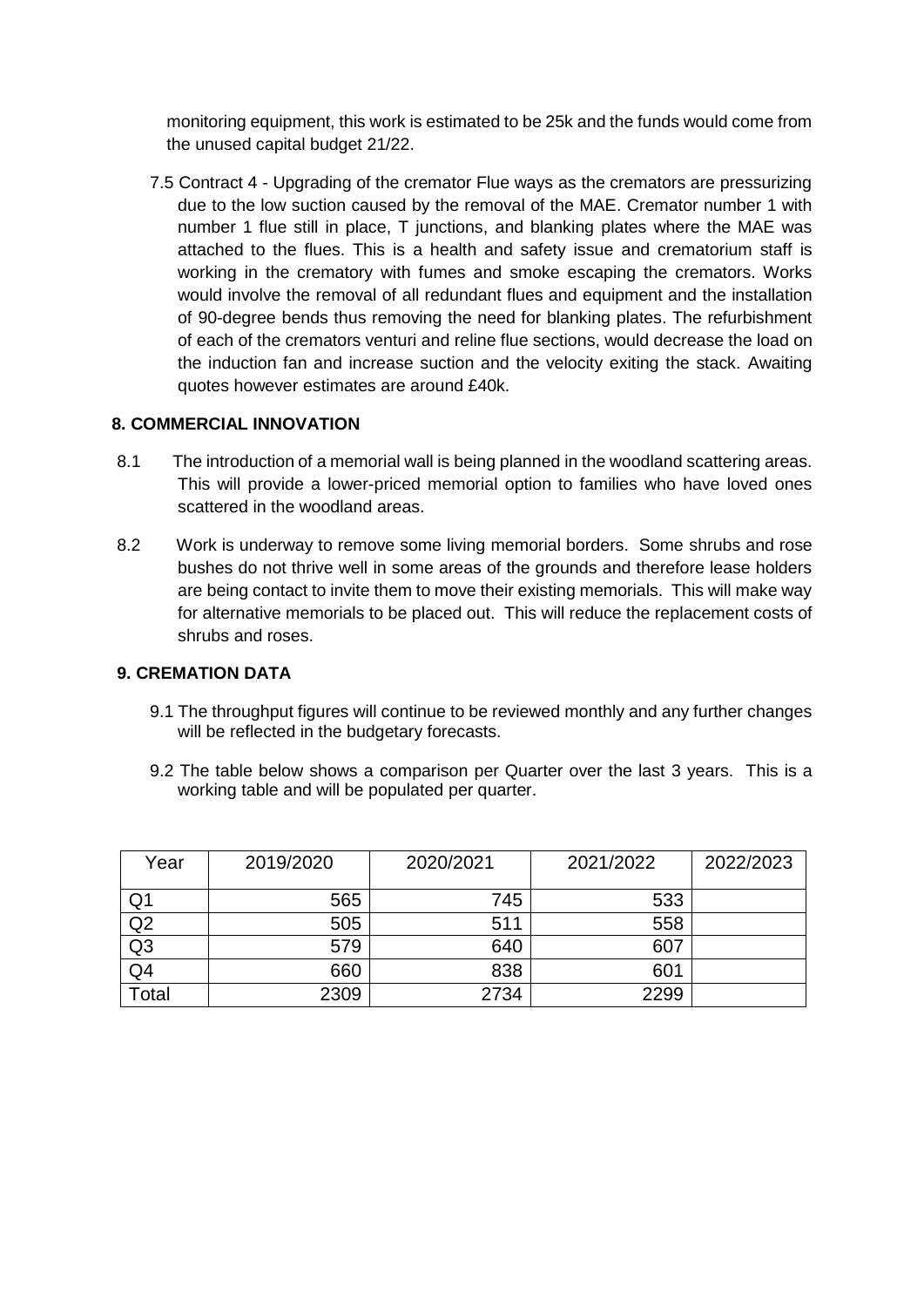monitoring equipment, this work is estimated to be 25k and the funds would come from the unused capital budget 21/22.

7.5 Contract 4 - Upgrading of the cremator Flue ways as the cremators are pressurizing due to the low suction caused by the removal of the MAE. Cremator number 1 with number 1 flue still in place, T junctions, and blanking plates where the MAE was attached to the flues. This is a health and safety issue and crematorium staff is working in the crematory with fumes and smoke escaping the cremators. Works would involve the removal of all redundant flues and equipment and the installation of 90-degree bends thus removing the need for blanking plates. The refurbishment of each of the cremators venturi and reline flue sections, would decrease the load on the induction fan and increase suction and the velocity exiting the stack. Awaiting quotes however estimates are around £40k.

## 8. COMMERCIAL INNOVATION

8.1 The introduction of a memorial wall is being planned in the woodland scattering areas. This will provide a lower-priced memorial option to families who have loved ones scattered in the woodland areas.

8.2 Work is underway to remove some living memorial borders. Some shrubs and rose bushes do not thrive well in some areas of the grounds and therefore lease holders are being contact to invite them to move their existing memorials. This will make way for alternative memorials to be placed out. This will reduce the replacement costs of shrubs and roses.

## 9. CREMATION DATA

9.1 The throughput figures will continue to be reviewed monthly and any further changes will be reflected in the budgetary forecasts.

9.2 The table below shows a comparison per Quarter over the last 3 years. This is a working table and will be populated per quarter.

| Year | 2019/2020 | 2020/2021 | 2021/2022 | 2022/2023 |
|---|---|---|---|---|
| Q1 | 565 | 745 | 533 | |
| Q2 | 505 | 511 | 558 | |
| Q3 | 579 | 640 | 607 | |
| Q4 | 660 | 838 | 601 | |
| Total | 2309 | 2734 | 2299 | |